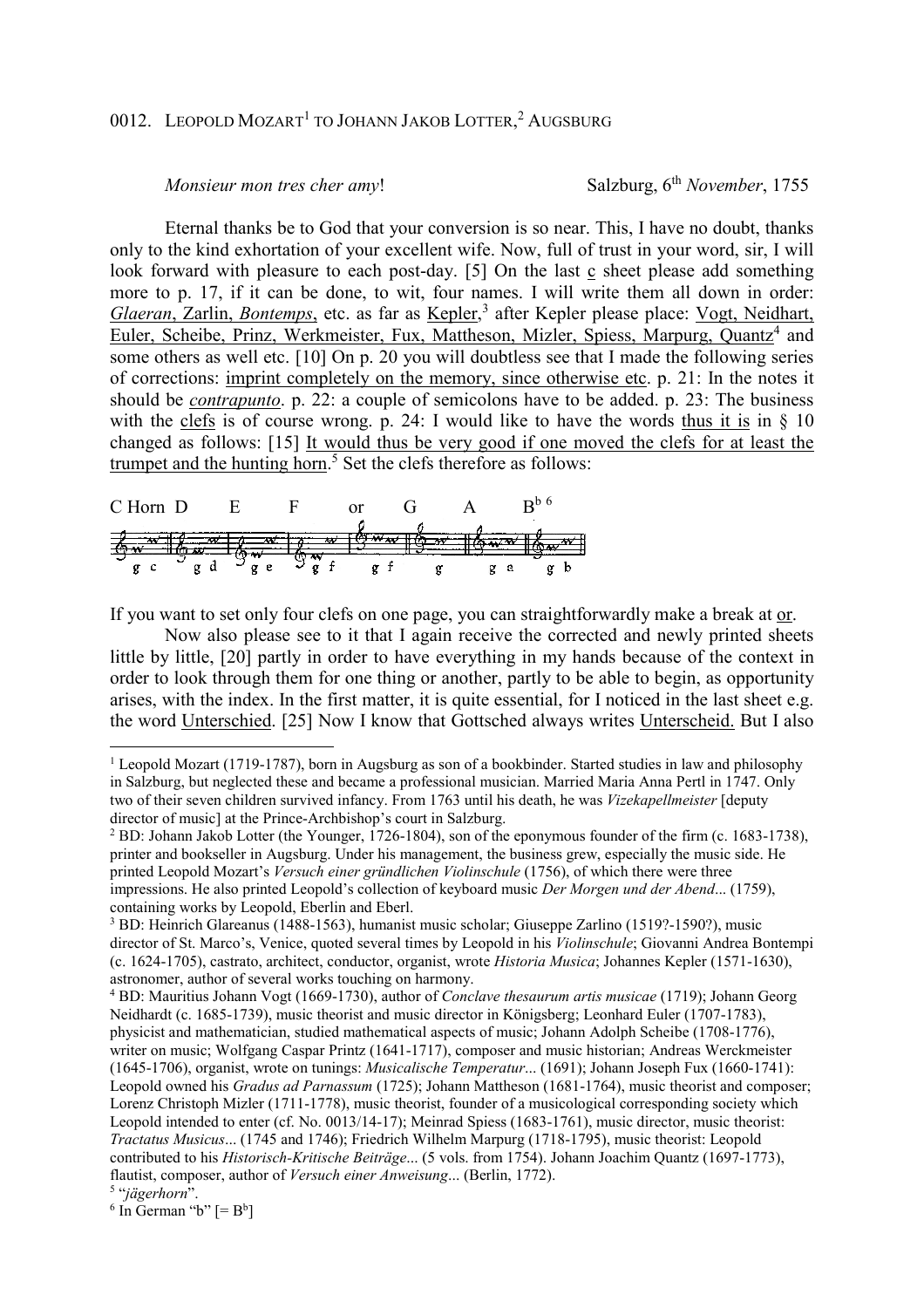# 0012. Leopold Mozart[1] to Johann Jakob Lotter,[2] Augsburg

*Monsieur mon tres cher amy*! Salzburg, 6th *November*, 1755

Eternal thanks be to God that your conversion is so near. This, I have no doubt, thanks only to the kind exhortation of your excellent wife. Now, full of trust in your word, sir, I will look forward with pleasure to each post-day. [5] On the last c sheet please add something more to p. 17, if it can be done, to wit, four names. I will write them all down in order: *Glaeran*, Zarlin, *Bontemps*, etc. as far as Kepler,[3] after Kepler please place: Vogt, Neidhart, Euler, Scheibe, Prinz, Werkmeister, Fux, Mattheson, Mizler, Spiess, Marpurg, Quantz[4] and some others as well etc. [10] On p. 20 you will doubtless see that I made the following series of corrections: imprint completely on the memory, since otherwise etc. p. 21: In the notes it should be *contrapunto*. p. 22: a couple of semicolons have to be added. p. 23: The business with the clefs is of course wrong. p. 24: I would like to have the words thus it is in § 10 changed as follows: [15] It would thus be very good if one moved the clefs for at least the trumpet and the hunting horn.[5] Set the clefs therefore as follows:

C Horn D E F or G A B♭ [6]

g c g d g e g f g f g g a g b

If you want to set only four clefs on one page, you can straightforwardly make a break at or.

Now also please see to it that I again receive the corrected and newly printed sheets little by little, [20] partly in order to have everything in my hands because of the context in order to look through them for one thing or another, partly to be able to begin, as opportunity arises, with the index. In the first matter, it is quite essential, for I noticed in the last sheet e.g. the word Unterschied. [25] Now I know that Gottsched always writes Unterscheid. But I also

---

[1] Leopold Mozart (1719-1787), born in Augsburg as son of a bookbinder. Started studies in law and philosophy in Salzburg, but neglected these and became a professional musician. Married Maria Anna Pertl in 1747. Only two of their seven children survived infancy. From 1763 until his death, he was *Vizekapellmeister* [deputy director of music] at the Prince-Archbishop's court in Salzburg.

[2] BD: Johann Jakob Lotter (the Younger, 1726-1804), son of the eponymous founder of the firm (c. 1683-1738), printer and bookseller in Augsburg. Under his management, the business grew, especially the music side. He printed Leopold Mozart's *Versuch einer gründlichen Violinschule* (1756), of which there were three impressions. He also printed Leopold's collection of keyboard music *Der Morgen und der Abend*... (1759), containing works by Leopold, Eberlin and Eberl.

[3] BD: Heinrich Glareanus (1488-1563), humanist music scholar; Giuseppe Zarlino (1519?-1590?), music director of St. Marco's, Venice, quoted several times by Leopold in his *Violinschule*; Giovanni Andrea Bontempi (c. 1624-1705), castrato, architect, conductor, organist, wrote *Historia Musica*; Johannes Kepler (1571-1630), astronomer, author of several works touching on harmony.

[4] BD: Mauritius Johann Vogt (1669-1730), author of *Conclave thesaurum artis musicae* (1719); Johann Georg Neidhardt (c. 1685-1739), music theorist and music director in Königsberg; Leonhard Euler (1707-1783), physicist and mathematician, studied mathematical aspects of music; Johann Adolph Scheibe (1708-1776), writer on music; Wolfgang Caspar Printz (1641-1717), composer and music historian; Andreas Werckmeister (1645-1706), organist, wrote on tunings: *Musicalische Temperatur*... (1691); Johann Joseph Fux (1660-1741): Leopold owned his *Gradus ad Parnassum* (1725); Johann Mattheson (1681-1764), music theorist and composer; Lorenz Christoph Mizler (1711-1778), music theorist, founder of a musicological corresponding society which Leopold intended to enter (cf. No. 0013/14-17); Meinrad Spiess (1683-1761), music director, music theorist: *Tractatus Musicus*... (1745 and 1746); Friedrich Wilhelm Marpurg (1718-1795), music theorist: Leopold contributed to his *Historisch-Kritische Beiträge*... (5 vols. from 1754). Johann Joachim Quantz (1697-1773), flautist, composer, author of *Versuch einer Anweisung*... (Berlin, 1772).

[5] "*jägerhorn*".

[6] In German "b" [= B♭]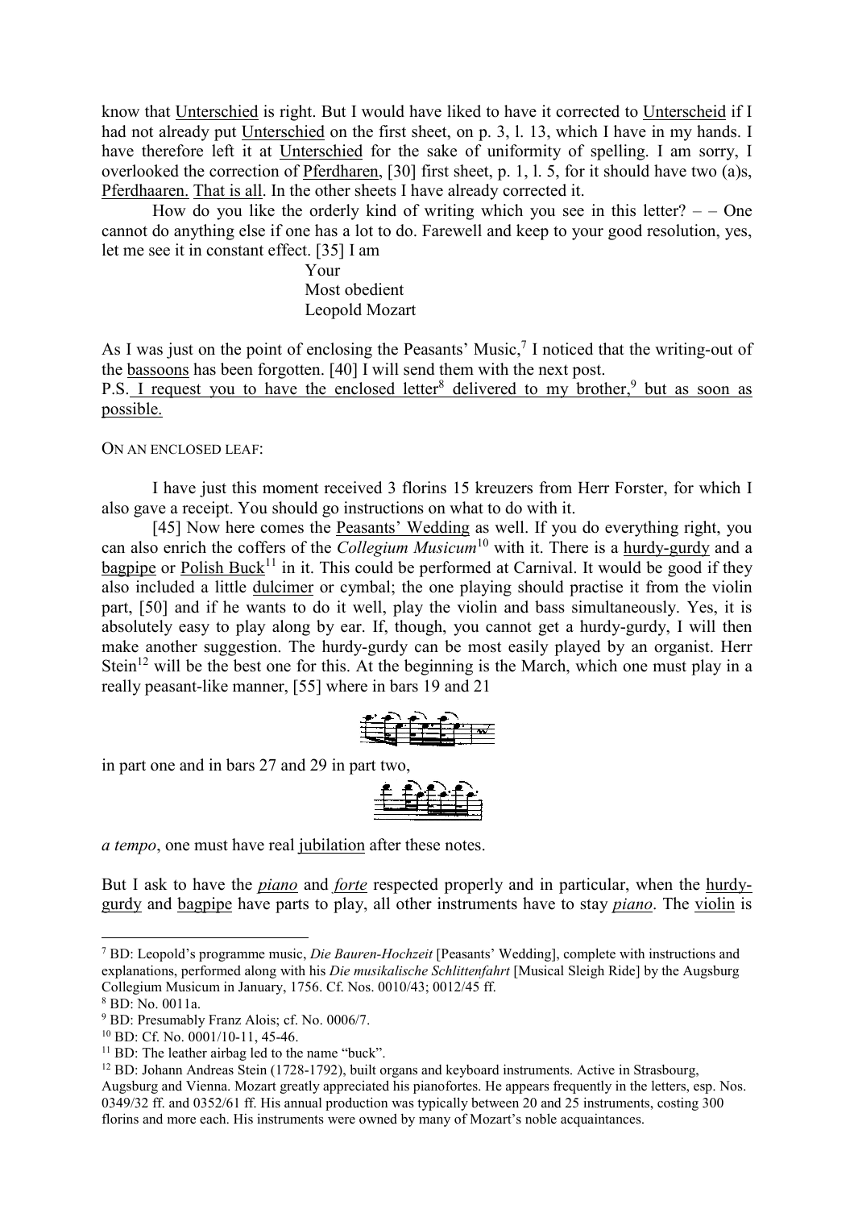know that Unterschied is right. But I would have liked to have it corrected to Unterscheid if I had not already put Unterschied on the first sheet, on p. 3, l. 13, which I have in my hands. I have therefore left it at Unterschied for the sake of uniformity of spelling. I am sorry, I overlooked the correction of Pferdharen, [30] first sheet, p. 1, l. 5, for it should have two (a)s, Pferdhaaren. That is all. In the other sheets I have already corrected it.

How do you like the orderly kind of writing which you see in this letter? – – One cannot do anything else if one has a lot to do. Farewell and keep to your good resolution, yes, let me see it in constant effect. [35] I am

Your
Most obedient
Leopold Mozart

As I was just on the point of enclosing the Peasants' Music,[7] I noticed that the writing-out of the bassoons has been forgotten. [40] I will send them with the next post.
P.S. I request you to have the enclosed letter[8] delivered to my brother,[9] but as soon as possible.

ON AN ENCLOSED LEAF:

I have just this moment received 3 florins 15 kreuzers from Herr Forster, for which I also gave a receipt. You should go instructions on what to do with it.

[45] Now here comes the Peasants' Wedding as well. If you do everything right, you can also enrich the coffers of the *Collegium Musicum*[10] with it. There is a hurdy-gurdy and a bagpipe or Polish Buck[11] in it. This could be performed at Carnival. It would be good if they also included a little dulcimer or cymbal; the one playing should practise it from the violin part, [50] and if he wants to do it well, play the violin and bass simultaneously. Yes, it is absolutely easy to play along by ear. If, though, you cannot get a hurdy-gurdy, I will then make another suggestion. The hurdy-gurdy can be most easily played by an organist. Herr Stein[12] will be the best one for this. At the beginning is the March, which one must play in a really peasant-like manner, [55] where in bars 19 and 21

in part one and in bars 27 and 29 in part two,

*a tempo*, one must have real jubilation after these notes.

But I ask to have the *piano* and *forte* respected properly and in particular, when the hurdy-gurdy and bagpipe have parts to play, all other instruments have to stay *piano*. The violin is

---

[7] BD: Leopold's programme music, *Die Bauren-Hochzeit* [Peasants' Wedding], complete with instructions and explanations, performed along with his *Die musikalische Schlittenfahrt* [Musical Sleigh Ride] by the Augsburg Collegium Musicum in January, 1756. Cf. Nos. 0010/43; 0012/45 ff.

[8] BD: No. 0011a.

[9] BD: Presumably Franz Alois; cf. No. 0006/7.

[10] BD: Cf. No. 0001/10-11, 45-46.

[11] BD: The leather airbag led to the name "buck".

[12] BD: Johann Andreas Stein (1728-1792), built organs and keyboard instruments. Active in Strasbourg, Augsburg and Vienna. Mozart greatly appreciated his pianofortes. He appears frequently in the letters, esp. Nos. 0349/32 ff. and 0352/61 ff. His annual production was typically between 20 and 25 instruments, costing 300 florins and more each. His instruments were owned by many of Mozart's noble acquaintances.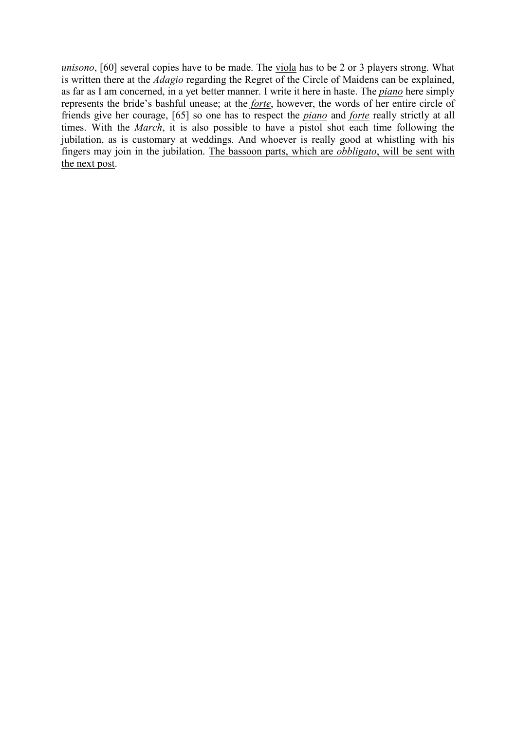*unisono*, [60] several copies have to be made. The <u>viola</u> has to be 2 or 3 players strong. What is written there at the *Adagio* regarding the Regret of the Circle of Maidens can be explained, as far as I am concerned, in a yet better manner. I write it here in haste. The <u>*piano*</u> here simply represents the bride's bashful unease; at the <u>*forte*</u>, however, the words of her entire circle of friends give her courage, [65] so one has to respect the <u>*piano*</u> and <u>*forte*</u> really strictly at all times. With the *March*, it is also possible to have a pistol shot each time following the jubilation, as is customary at weddings. And whoever is really good at whistling with his fingers may join in the jubilation. <u>The bassoon parts, which are *obbligato*, will be sent with the next post</u>.